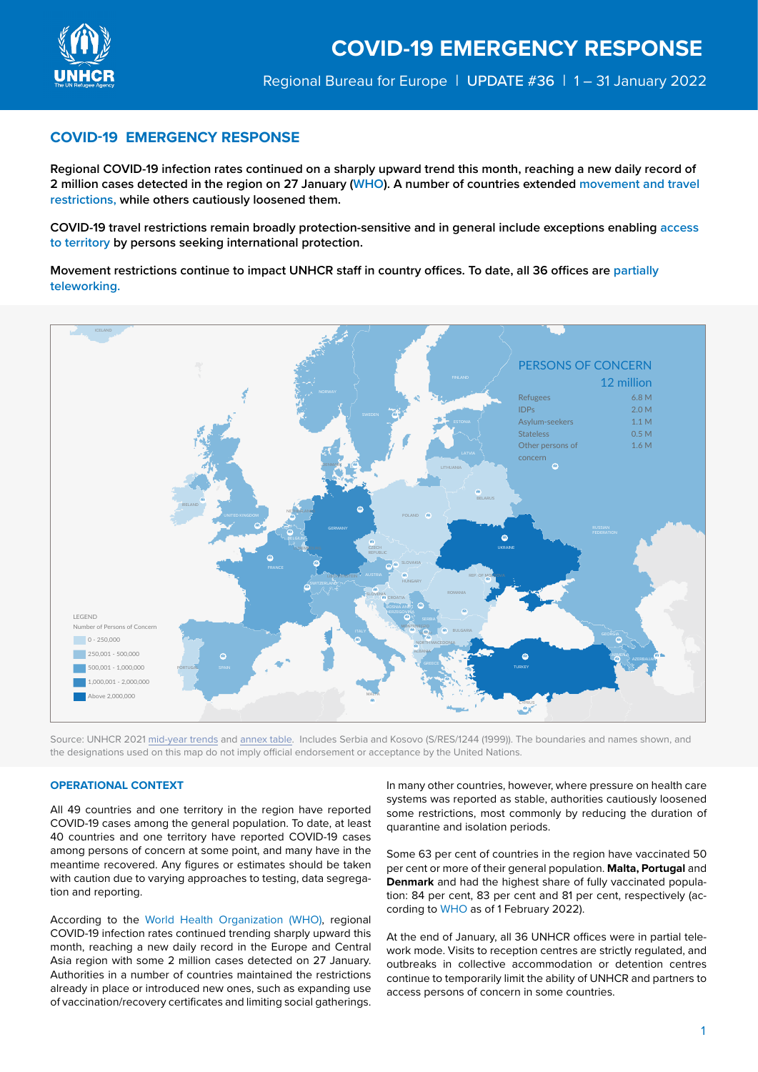# COVID-19 EMERGENCY RESPONSE

Regional Bureau for Europe | UPDATE #36 | 1 – 31 January 2022

## COVID-19 EMERGENCY RESPONSE

**Regional COVID-19 infection rates continued on a sharply upward trend this month, reaching a new daily record of 2 million cases detected in the region on 27 January (WHO). A number of countries extended movement and travel restrictions, while others cautiously loosened them.**

**COVID-19 travel restrictions remain broadly protection-sensitive and in general include exceptions enabling access to territory by persons seeking international protection.**

**Movement restrictions continue to impact UNHCR staff in country offices. To date, all 36 offices are partially teleworking.**

PERSONS OF CONCERN

12 million

| | |
|---|---|
| Refugees | 6.8 M |
| IDPs | 2.0 M |
| Asylum-seekers | 1.1 M |
| Stateless | 0.5 M |
| Other persons of concern | 1.6 M |

LEGEND

Number of Persons of Concern

- 0 - 250,000
- 250,001 - 500,000
- 500,001 - 1,000,000
- 1,000,001 - 2,000,000
- Above 2,000,000

Source: UNHCR 2021 mid-year trends and annex table. Includes Serbia and Kosovo (S/RES/1244 (1999)). The boundaries and names shown, and the designations used on this map do not imply official endorsement or acceptance by the United Nations.

### OPERATIONAL CONTEXT

All 49 countries and one territory in the region have reported COVID-19 cases among the general population. To date, at least 40 countries and one territory have reported COVID-19 cases among persons of concern at some point, and many have in the meantime recovered. Any figures or estimates should be taken with caution due to varying approaches to testing, data segregation and reporting.

According to the World Health Organization (WHO), regional COVID-19 infection rates continued trending sharply upward this month, reaching a new daily record in the Europe and Central Asia region with some 2 million cases detected on 27 January. Authorities in a number of countries maintained the restrictions already in place or introduced new ones, such as expanding use of vaccination/recovery certificates and limiting social gatherings.

In many other countries, however, where pressure on health care systems was reported as stable, authorities cautiously loosened some restrictions, most commonly by reducing the duration of quarantine and isolation periods.

Some 63 per cent of countries in the region have vaccinated 50 per cent or more of their general population. **Malta, Portugal** and **Denmark** had the highest share of fully vaccinated population: 84 per cent, 83 per cent and 81 per cent, respectively (according to WHO as of 1 February 2022).

At the end of January, all 36 UNHCR offices were in partial telework mode. Visits to reception centres are strictly regulated, and outbreaks in collective accommodation or detention centres continue to temporarily limit the ability of UNHCR and partners to access persons of concern in some countries.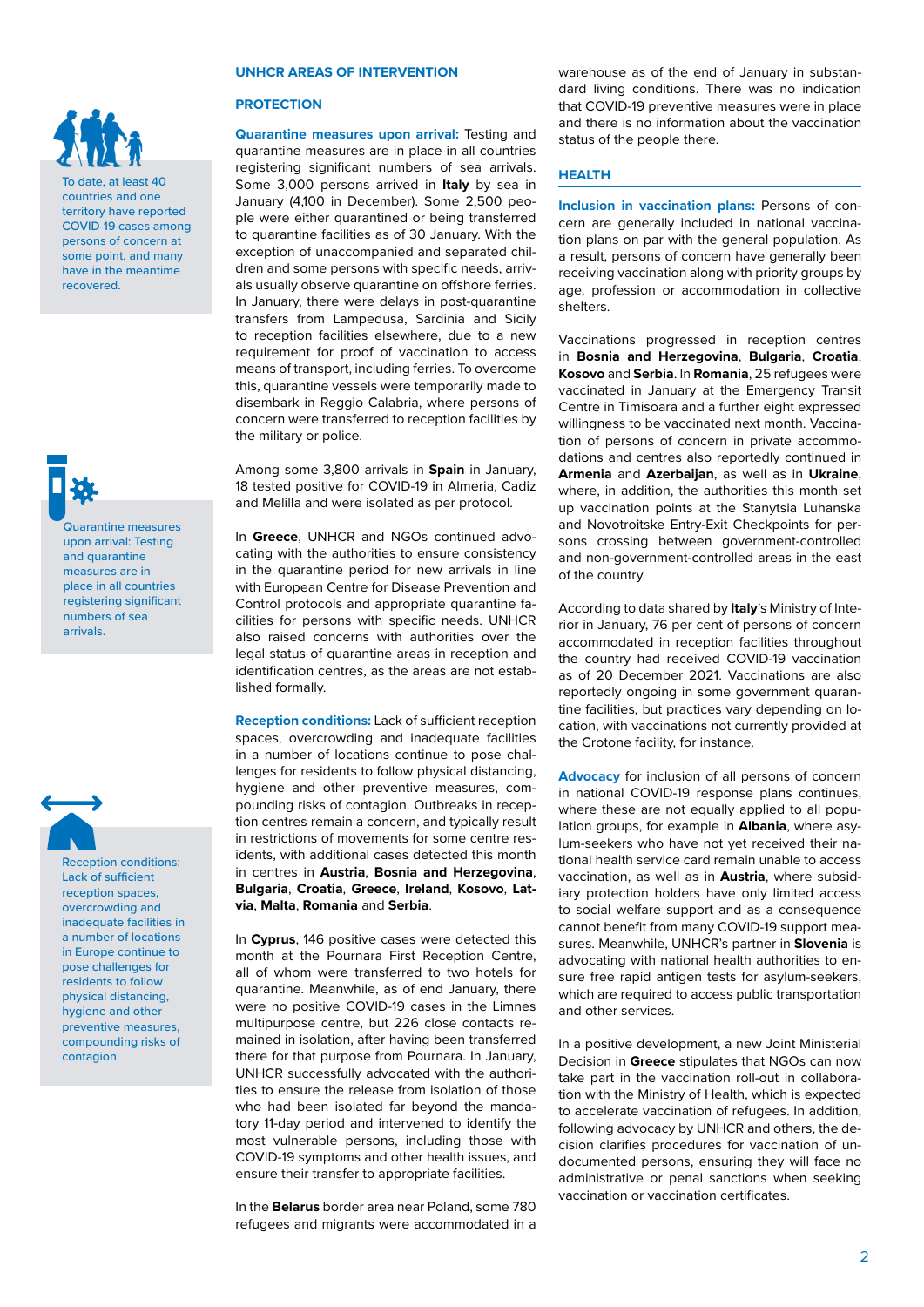To date, at least 40 countries and one territory have reported COVID-19 cases among persons of concern at some point, and many have in the meantime recovered.

Quarantine measures upon arrival: Testing and quarantine measures are in place in all countries registering significant numbers of sea arrivals.

Reception conditions: Lack of sufficient reception spaces, overcrowding and inadequate facilities in a number of locations in Europe continue to pose challenges for residents to follow physical distancing, hygiene and other preventive measures, compounding risks of contagion.

## UNHCR AREAS OF INTERVENTION

### PROTECTION

**Quarantine measures upon arrival:** Testing and quarantine measures are in place in all countries registering significant numbers of sea arrivals. Some 3,000 persons arrived in **Italy** by sea in January (4,100 in December). Some 2,500 people were either quarantined or being transferred to quarantine facilities as of 30 January. With the exception of unaccompanied and separated children and some persons with specific needs, arrivals usually observe quarantine on offshore ferries. In January, there were delays in post-quarantine transfers from Lampedusa, Sardinia and Sicily to reception facilities elsewhere, due to a new requirement for proof of vaccination to access means of transport, including ferries. To overcome this, quarantine vessels were temporarily made to disembark in Reggio Calabria, where persons of concern were transferred to reception facilities by the military or police.

Among some 3,800 arrivals in **Spain** in January, 18 tested positive for COVID-19 in Almeria, Cadiz and Melilla and were isolated as per protocol.

In **Greece**, UNHCR and NGOs continued advocating with the authorities to ensure consistency in the quarantine period for new arrivals in line with European Centre for Disease Prevention and Control protocols and appropriate quarantine facilities for persons with specific needs. UNHCR also raised concerns with authorities over the legal status of quarantine areas in reception and identification centres, as the areas are not established formally.

**Reception conditions:** Lack of sufficient reception spaces, overcrowding and inadequate facilities in a number of locations continue to pose challenges for residents to follow physical distancing, hygiene and other preventive measures, compounding risks of contagion. Outbreaks in reception centres remain a concern, and typically result in restrictions of movements for some centre residents, with additional cases detected this month in centres in **Austria**, **Bosnia and Herzegovina**, **Bulgaria**, **Croatia**, **Greece**, **Ireland**, **Kosovo**, **Latvia**, **Malta**, **Romania** and **Serbia**.

In **Cyprus**, 146 positive cases were detected this month at the Pournara First Reception Centre, all of whom were transferred to two hotels for quarantine. Meanwhile, as of end January, there were no positive COVID-19 cases in the Limnes multipurpose centre, but 226 close contacts remained in isolation, after having been transferred there for that purpose from Pournara. In January, UNHCR successfully advocated with the authorities to ensure the release from isolation of those who had been isolated far beyond the mandatory 11-day period and intervened to identify the most vulnerable persons, including those with COVID-19 symptoms and other health issues, and ensure their transfer to appropriate facilities.

In the **Belarus** border area near Poland, some 780 refugees and migrants were accommodated in a warehouse as of the end of January in substandard living conditions. There was no indication that COVID-19 preventive measures were in place and there is no information about the vaccination status of the people there.

### HEALTH

**Inclusion in vaccination plans:** Persons of concern are generally included in national vaccination plans on par with the general population. As a result, persons of concern have generally been receiving vaccination along with priority groups by age, profession or accommodation in collective shelters.

Vaccinations progressed in reception centres in **Bosnia and Herzegovina**, **Bulgaria**, **Croatia**, **Kosovo** and **Serbia**. In **Romania**, 25 refugees were vaccinated in January at the Emergency Transit Centre in Timisoara and a further eight expressed willingness to be vaccinated next month. Vaccination of persons of concern in private accommodations and centres also reportedly continued in **Armenia** and **Azerbaijan**, as well as in **Ukraine**, where, in addition, the authorities this month set up vaccination points at the Stanytsia Luhanska and Novotroitske Entry-Exit Checkpoints for persons crossing between government-controlled and non-government-controlled areas in the east of the country.

According to data shared by **Italy**'s Ministry of Interior in January, 76 per cent of persons of concern accommodated in reception facilities throughout the country had received COVID-19 vaccination as of 20 December 2021. Vaccinations are also reportedly ongoing in some government quarantine facilities, but practices vary depending on location, with vaccinations not currently provided at the Crotone facility, for instance.

**Advocacy** for inclusion of all persons of concern in national COVID-19 response plans continues, where these are not equally applied to all population groups, for example in **Albania**, where asylum-seekers who have not yet received their national health service card remain unable to access vaccination, as well as in **Austria**, where subsidiary protection holders have only limited access to social welfare support and as a consequence cannot benefit from many COVID-19 support measures. Meanwhile, UNHCR's partner in **Slovenia** is advocating with national health authorities to ensure free rapid antigen tests for asylum-seekers, which are required to access public transportation and other services.

In a positive development, a new Joint Ministerial Decision in **Greece** stipulates that NGOs can now take part in the vaccination roll-out in collaboration with the Ministry of Health, which is expected to accelerate vaccination of refugees. In addition, following advocacy by UNHCR and others, the decision clarifies procedures for vaccination of undocumented persons, ensuring they will face no administrative or penal sanctions when seeking vaccination or vaccination certificates.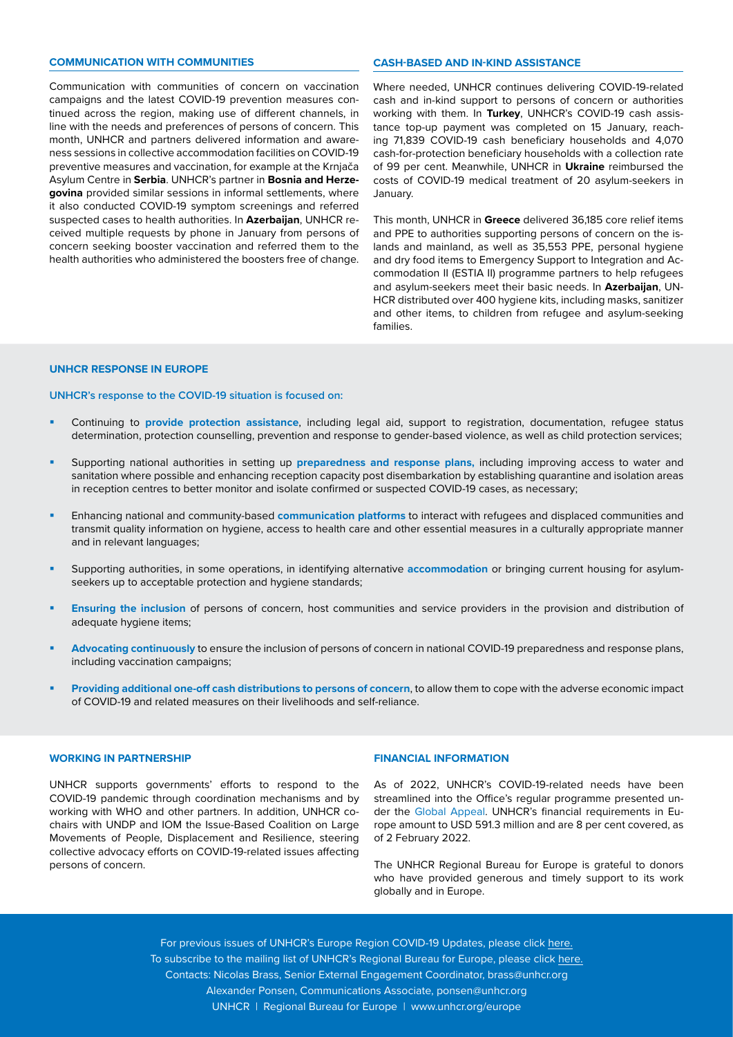### COMMUNICATION WITH COMMUNITIES

Communication with communities of concern on vaccination campaigns and the latest COVID-19 prevention measures continued across the region, making use of different channels, in line with the needs and preferences of persons of concern. This month, UNHCR and partners delivered information and awareness sessions in collective accommodation facilities on COVID-19 preventive measures and vaccination, for example at the Krnjača Asylum Centre in **Serbia**. UNHCR's partner in **Bosnia and Herzegovina** provided similar sessions in informal settlements, where it also conducted COVID-19 symptom screenings and referred suspected cases to health authorities. In **Azerbaijan**, UNHCR received multiple requests by phone in January from persons of concern seeking booster vaccination and referred them to the health authorities who administered the boosters free of change.

### CASH-BASED AND IN-KIND ASSISTANCE

Where needed, UNHCR continues delivering COVID-19-related cash and in-kind support to persons of concern or authorities working with them. In **Turkey**, UNHCR's COVID-19 cash assistance top-up payment was completed on 15 January, reaching 71,839 COVID-19 cash beneficiary households and 4,070 cash-for-protection beneficiary households with a collection rate of 99 per cent. Meanwhile, UNHCR in **Ukraine** reimbursed the costs of COVID-19 medical treatment of 20 asylum-seekers in January.

This month, UNHCR in **Greece** delivered 36,185 core relief items and PPE to authorities supporting persons of concern on the islands and mainland, as well as 35,553 PPE, personal hygiene and dry food items to Emergency Support to Integration and Accommodation II (ESTIA II) programme partners to help refugees and asylum-seekers meet their basic needs. In **Azerbaijan**, UNHCR distributed over 400 hygiene kits, including masks, sanitizer and other items, to children from refugee and asylum-seeking families.

### UNHCR RESPONSE IN EUROPE

**UNHCR's response to the COVID-19 situation is focused on:**

- Continuing to **provide protection assistance**, including legal aid, support to registration, documentation, refugee status determination, protection counselling, prevention and response to gender-based violence, as well as child protection services;
- Supporting national authorities in setting up **preparedness and response plans,** including improving access to water and sanitation where possible and enhancing reception capacity post disembarkation by establishing quarantine and isolation areas in reception centres to better monitor and isolate confirmed or suspected COVID-19 cases, as necessary;
- Enhancing national and community-based **communication platforms** to interact with refugees and displaced communities and transmit quality information on hygiene, access to health care and other essential measures in a culturally appropriate manner and in relevant languages;
- Supporting authorities, in some operations, in identifying alternative **accommodation** or bringing current housing for asylum-seekers up to acceptable protection and hygiene standards;
- **Ensuring the inclusion** of persons of concern, host communities and service providers in the provision and distribution of adequate hygiene items;
- **Advocating continuously** to ensure the inclusion of persons of concern in national COVID-19 preparedness and response plans, including vaccination campaigns;
- **Providing additional one-off cash distributions to persons of concern**, to allow them to cope with the adverse economic impact of COVID-19 and related measures on their livelihoods and self-reliance.

### WORKING IN PARTNERSHIP

UNHCR supports governments' efforts to respond to the COVID-19 pandemic through coordination mechanisms and by working with WHO and other partners. In addition, UNHCR co-chairs with UNDP and IOM the Issue-Based Coalition on Large Movements of People, Displacement and Resilience, steering collective advocacy efforts on COVID-19-related issues affecting persons of concern.

### FINANCIAL INFORMATION

As of 2022, UNHCR's COVID-19-related needs have been streamlined into the Office's regular programme presented under the Global Appeal. UNHCR's financial requirements in Europe amount to USD 591.3 million and are 8 per cent covered, as of 2 February 2022.

The UNHCR Regional Bureau for Europe is grateful to donors who have provided generous and timely support to its work globally and in Europe.

For previous issues of UNHCR's Europe Region COVID-19 Updates, please click here.
To subscribe to the mailing list of UNHCR's Regional Bureau for Europe, please click here.
Contacts: Nicolas Brass, Senior External Engagement Coordinator, brass@unhcr.org
Alexander Ponsen, Communications Associate, ponsen@unhcr.org
UNHCR | Regional Bureau for Europe | www.unhcr.org/europe